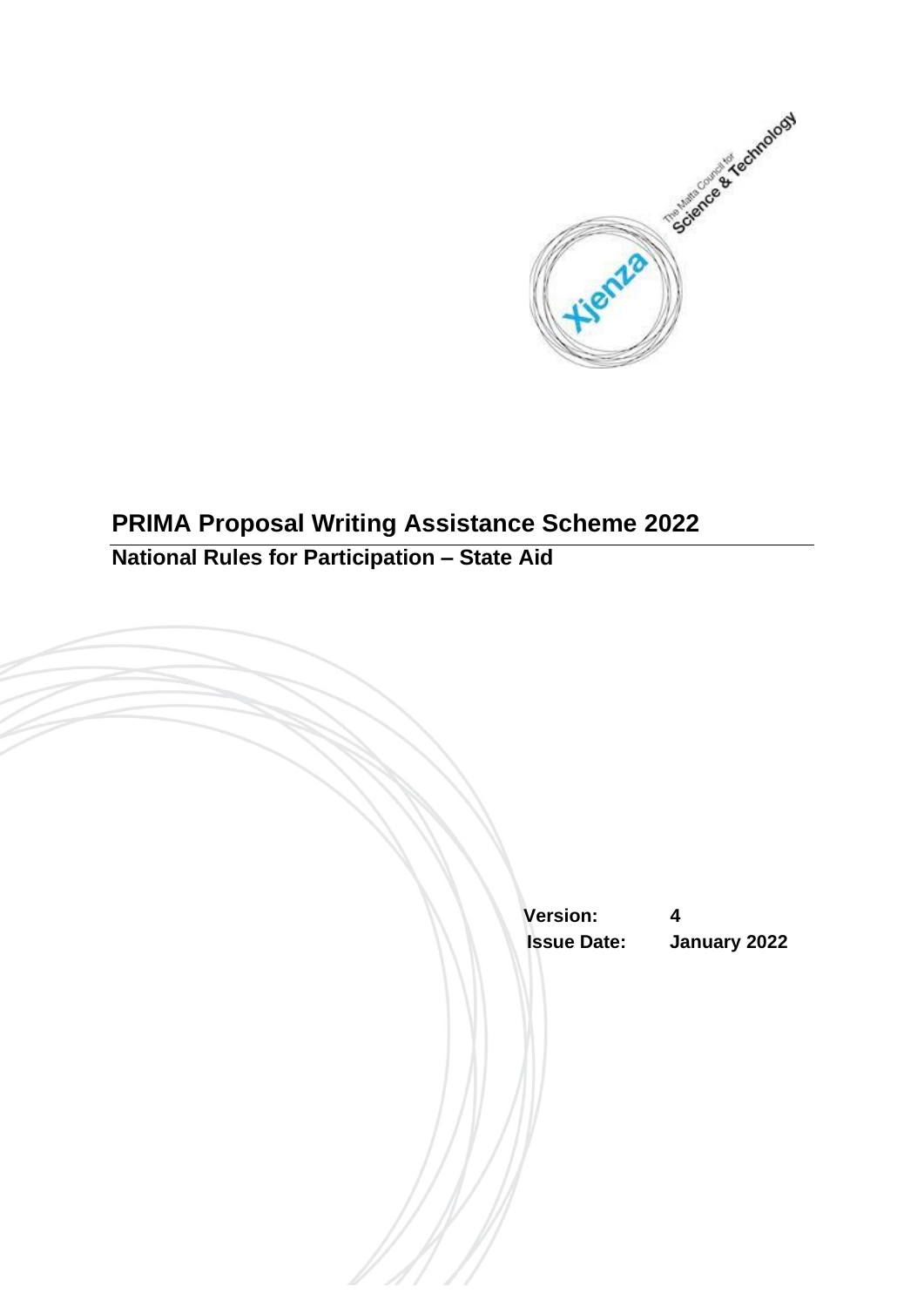# PRIMA Proposal Writing Assistance Scheme 2022

## National Rules for Participation – State Aid

**Version:** 4

**Issue Date:** January 2022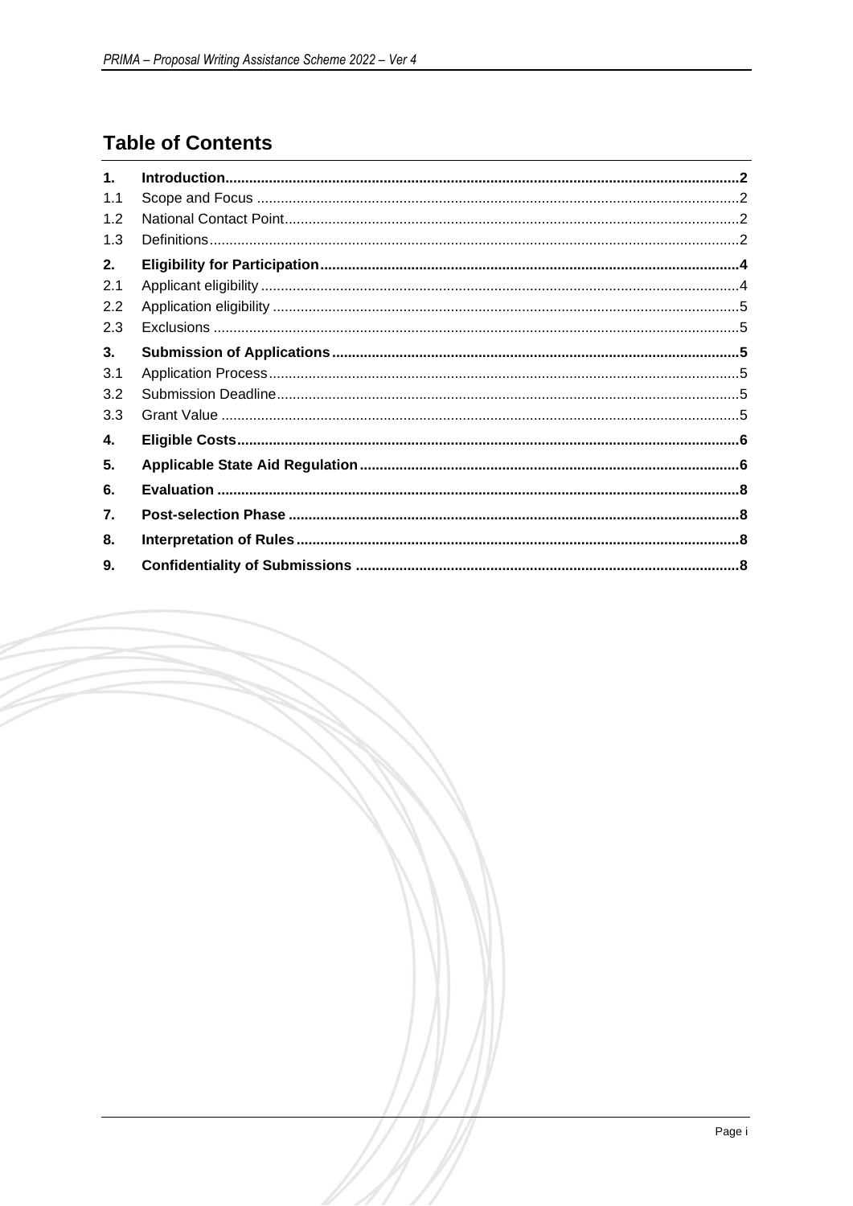# Table of Contents

1. **Introduction** ........ 2
   - 1.1 Scope and Focus ........ 2
   - 1.2 National Contact Point ........ 2
   - 1.3 Definitions ........ 2
2. **Eligibility for Participation** ........ 4
   - 2.1 Applicant eligibility ........ 4
   - 2.2 Application eligibility ........ 5
   - 2.3 Exclusions ........ 5
3. **Submission of Applications** ........ 5
   - 3.1 Application Process ........ 5
   - 3.2 Submission Deadline ........ 5
   - 3.3 Grant Value ........ 5
4. **Eligible Costs** ........ 6
5. **Applicable State Aid Regulation** ........ 6
6. **Evaluation** ........ 8
7. **Post-selection Phase** ........ 8
8. **Interpretation of Rules** ........ 8
9. **Confidentiality of Submissions** ........ 8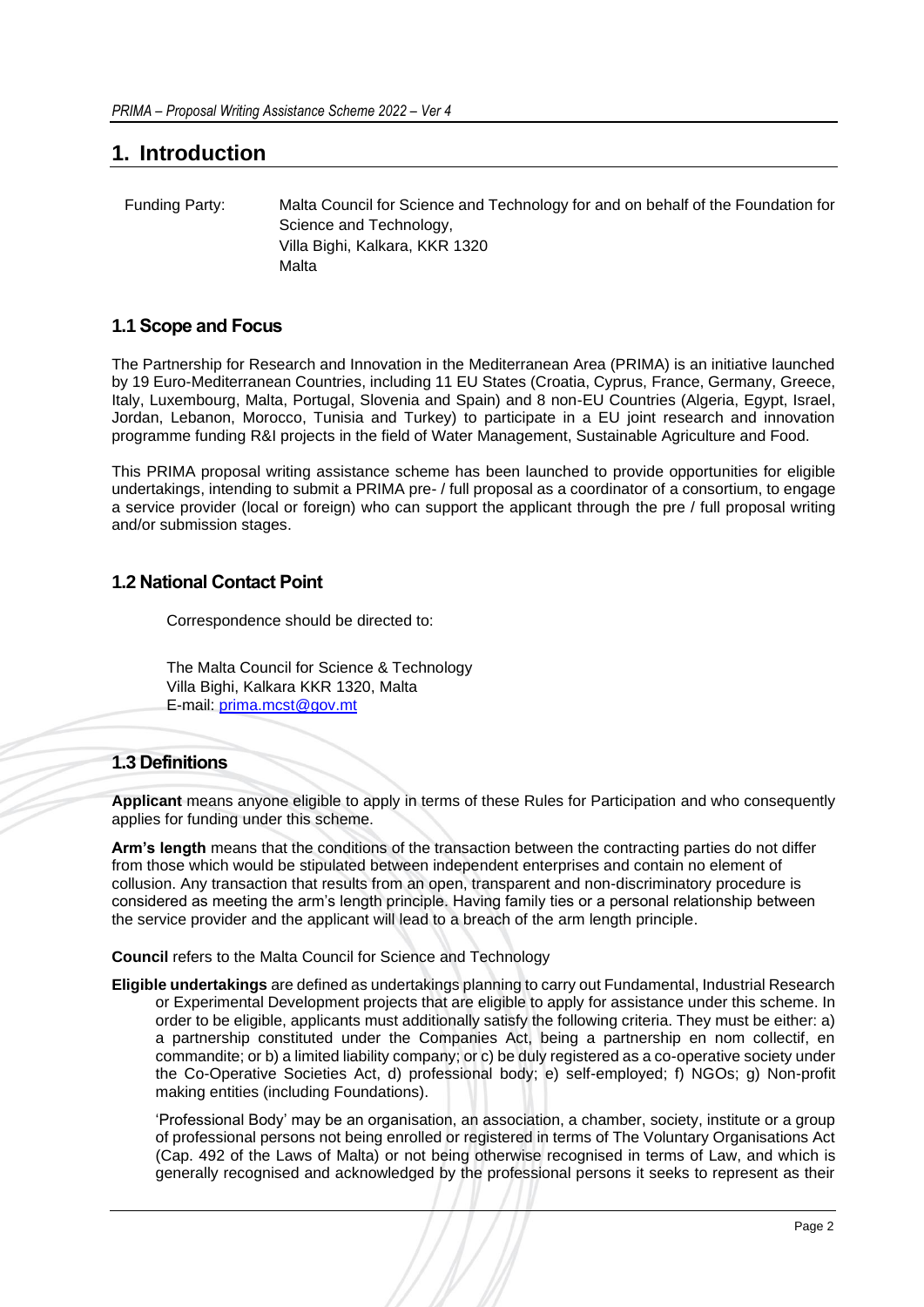# 1. Introduction

Funding Party: Malta Council for Science and Technology for and on behalf of the Foundation for Science and Technology,
Villa Bighi, Kalkara, KKR 1320
Malta

## 1.1 Scope and Focus

The Partnership for Research and Innovation in the Mediterranean Area (PRIMA) is an initiative launched by 19 Euro-Mediterranean Countries, including 11 EU States (Croatia, Cyprus, France, Germany, Greece, Italy, Luxembourg, Malta, Portugal, Slovenia and Spain) and 8 non-EU Countries (Algeria, Egypt, Israel, Jordan, Lebanon, Morocco, Tunisia and Turkey) to participate in a EU joint research and innovation programme funding R&I projects in the field of Water Management, Sustainable Agriculture and Food.

This PRIMA proposal writing assistance scheme has been launched to provide opportunities for eligible undertakings, intending to submit a PRIMA pre- / full proposal as a coordinator of a consortium, to engage a service provider (local or foreign) who can support the applicant through the pre / full proposal writing and/or submission stages.

## 1.2 National Contact Point

Correspondence should be directed to:

The Malta Council for Science & Technology
Villa Bighi, Kalkara KKR 1320, Malta
E-mail: prima.mcst@gov.mt

## 1.3 Definitions

**Applicant** means anyone eligible to apply in terms of these Rules for Participation and who consequently applies for funding under this scheme.

**Arm's length** means that the conditions of the transaction between the contracting parties do not differ from those which would be stipulated between independent enterprises and contain no element of collusion. Any transaction that results from an open, transparent and non-discriminatory procedure is considered as meeting the arm's length principle. Having family ties or a personal relationship between the service provider and the applicant will lead to a breach of the arm length principle.

**Council** refers to the Malta Council for Science and Technology

**Eligible undertakings** are defined as undertakings planning to carry out Fundamental, Industrial Research or Experimental Development projects that are eligible to apply for assistance under this scheme. In order to be eligible, applicants must additionally satisfy the following criteria. They must be either: a) a partnership constituted under the Companies Act, being a partnership en nom collectif, en commandite; or b) a limited liability company; or c) be duly registered as a co-operative society under the Co-Operative Societies Act, d) professional body; e) self-employed; f) NGOs; g) Non-profit making entities (including Foundations).

'Professional Body' may be an organisation, an association, a chamber, society, institute or a group of professional persons not being enrolled or registered in terms of The Voluntary Organisations Act (Cap. 492 of the Laws of Malta) or not being otherwise recognised in terms of Law, and which is generally recognised and acknowledged by the professional persons it seeks to represent as their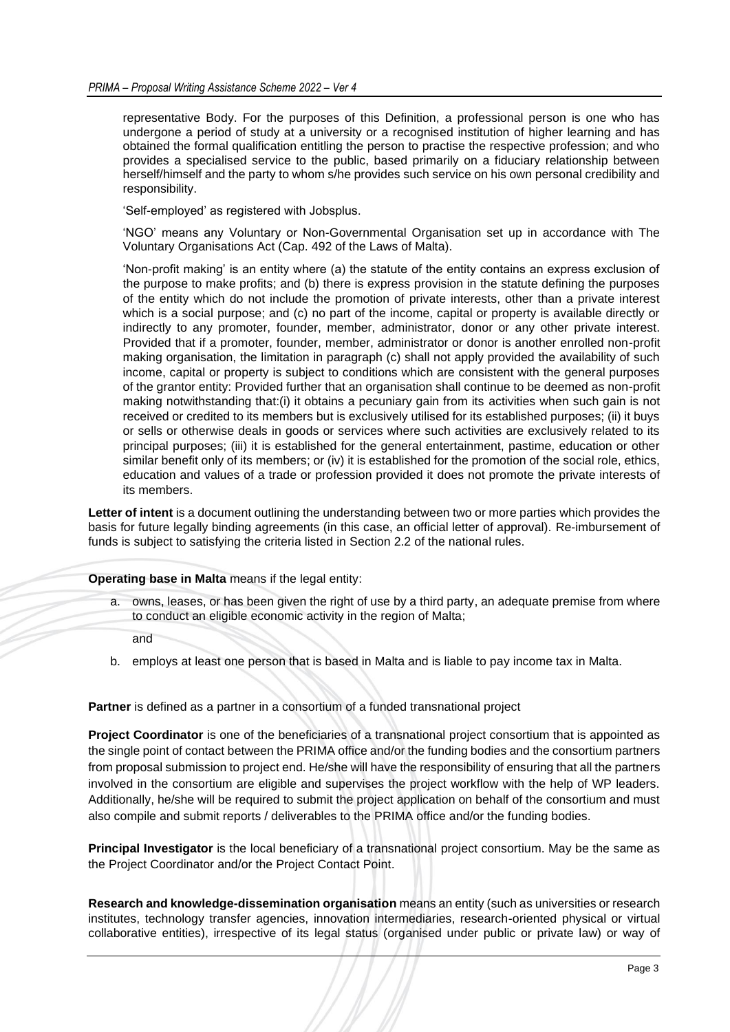representative Body. For the purposes of this Definition, a professional person is one who has undergone a period of study at a university or a recognised institution of higher learning and has obtained the formal qualification entitling the person to practise the respective profession; and who provides a specialised service to the public, based primarily on a fiduciary relationship between herself/himself and the party to whom s/he provides such service on his own personal credibility and responsibility.

'Self-employed' as registered with Jobsplus.

'NGO' means any Voluntary or Non-Governmental Organisation set up in accordance with The Voluntary Organisations Act (Cap. 492 of the Laws of Malta).

'Non-profit making' is an entity where (a) the statute of the entity contains an express exclusion of the purpose to make profits; and (b) there is express provision in the statute defining the purposes of the entity which do not include the promotion of private interests, other than a private interest which is a social purpose; and (c) no part of the income, capital or property is available directly or indirectly to any promoter, founder, member, administrator, donor or any other private interest. Provided that if a promoter, founder, member, administrator or donor is another enrolled non-profit making organisation, the limitation in paragraph (c) shall not apply provided the availability of such income, capital or property is subject to conditions which are consistent with the general purposes of the grantor entity: Provided further that an organisation shall continue to be deemed as non-profit making notwithstanding that:(i) it obtains a pecuniary gain from its activities when such gain is not received or credited to its members but is exclusively utilised for its established purposes; (ii) it buys or sells or otherwise deals in goods or services where such activities are exclusively related to its principal purposes; (iii) it is established for the general entertainment, pastime, education or other similar benefit only of its members; or (iv) it is established for the promotion of the social role, ethics, education and values of a trade or profession provided it does not promote the private interests of its members.

**Letter of intent** is a document outlining the understanding between two or more parties which provides the basis for future legally binding agreements (in this case, an official letter of approval). Re-imbursement of funds is subject to satisfying the criteria listed in Section 2.2 of the national rules.

**Operating base in Malta** means if the legal entity:

a. owns, leases, or has been given the right of use by a third party, an adequate premise from where to conduct an eligible economic activity in the region of Malta;

   and

b. employs at least one person that is based in Malta and is liable to pay income tax in Malta.

**Partner** is defined as a partner in a consortium of a funded transnational project

**Project Coordinator** is one of the beneficiaries of a transnational project consortium that is appointed as the single point of contact between the PRIMA office and/or the funding bodies and the consortium partners from proposal submission to project end. He/she will have the responsibility of ensuring that all the partners involved in the consortium are eligible and supervises the project workflow with the help of WP leaders. Additionally, he/she will be required to submit the project application on behalf of the consortium and must also compile and submit reports / deliverables to the PRIMA office and/or the funding bodies.

**Principal Investigator** is the local beneficiary of a transnational project consortium. May be the same as the Project Coordinator and/or the Project Contact Point.

**Research and knowledge-dissemination organisation** means an entity (such as universities or research institutes, technology transfer agencies, innovation intermediaries, research-oriented physical or virtual collaborative entities), irrespective of its legal status (organised under public or private law) or way of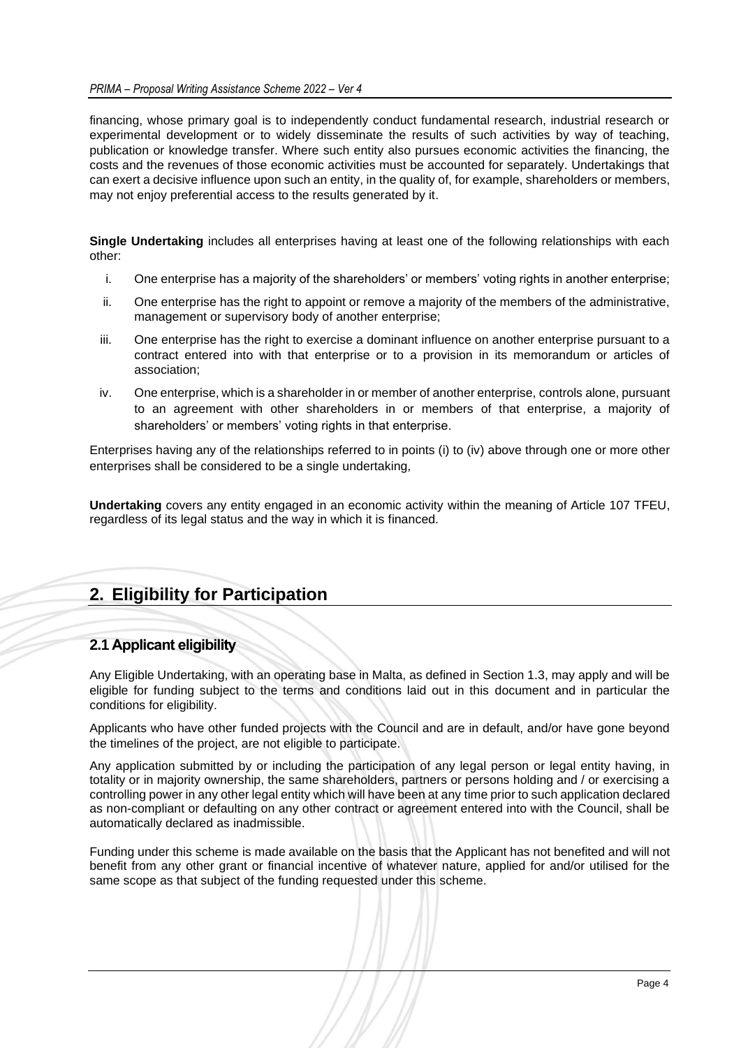financing, whose primary goal is to independently conduct fundamental research, industrial research or experimental development or to widely disseminate the results of such activities by way of teaching, publication or knowledge transfer. Where such entity also pursues economic activities the financing, the costs and the revenues of those economic activities must be accounted for separately. Undertakings that can exert a decisive influence upon such an entity, in the quality of, for example, shareholders or members, may not enjoy preferential access to the results generated by it.

**Single Undertaking** includes all enterprises having at least one of the following relationships with each other:

i. One enterprise has a majority of the shareholders' or members' voting rights in another enterprise;

ii. One enterprise has the right to appoint or remove a majority of the members of the administrative, management or supervisory body of another enterprise;

iii. One enterprise has the right to exercise a dominant influence on another enterprise pursuant to a contract entered into with that enterprise or to a provision in its memorandum or articles of association;

iv. One enterprise, which is a shareholder in or member of another enterprise, controls alone, pursuant to an agreement with other shareholders in or members of that enterprise, a majority of shareholders' or members' voting rights in that enterprise.

Enterprises having any of the relationships referred to in points (i) to (iv) above through one or more other enterprises shall be considered to be a single undertaking,

**Undertaking** covers any entity engaged in an economic activity within the meaning of Article 107 TFEU, regardless of its legal status and the way in which it is financed.

# 2. Eligibility for Participation

## 2.1 Applicant eligibility

Any Eligible Undertaking, with an operating base in Malta, as defined in Section 1.3, may apply and will be eligible for funding subject to the terms and conditions laid out in this document and in particular the conditions for eligibility.

Applicants who have other funded projects with the Council and are in default, and/or have gone beyond the timelines of the project, are not eligible to participate.

Any application submitted by or including the participation of any legal person or legal entity having, in totality or in majority ownership, the same shareholders, partners or persons holding and / or exercising a controlling power in any other legal entity which will have been at any time prior to such application declared as non-compliant or defaulting on any other contract or agreement entered into with the Council, shall be automatically declared as inadmissible.

Funding under this scheme is made available on the basis that the Applicant has not benefited and will not benefit from any other grant or financial incentive of whatever nature, applied for and/or utilised for the same scope as that subject of the funding requested under this scheme.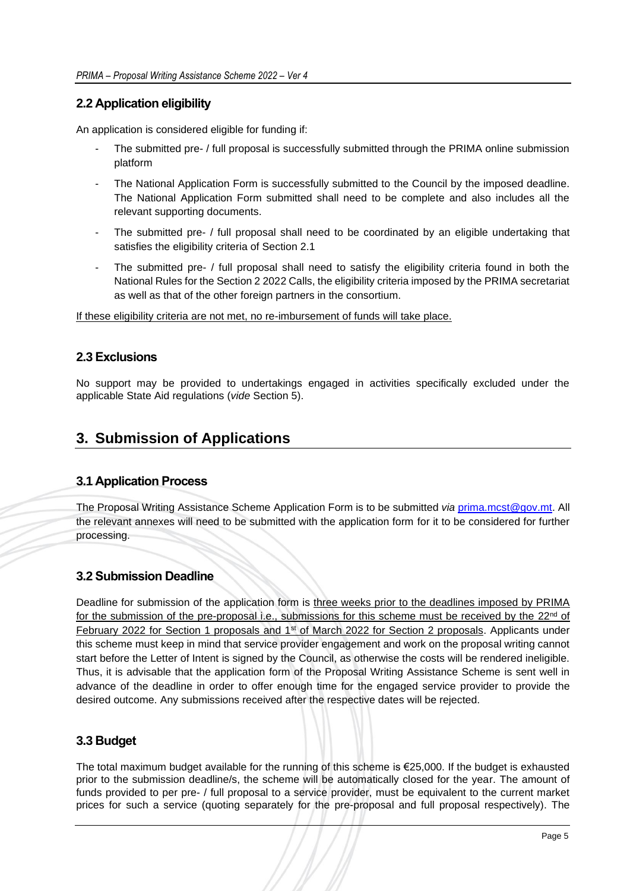## 2.2 Application eligibility

An application is considered eligible for funding if:

- The submitted pre- / full proposal is successfully submitted through the PRIMA online submission platform
- The National Application Form is successfully submitted to the Council by the imposed deadline. The National Application Form submitted shall need to be complete and also includes all the relevant supporting documents.
- The submitted pre- / full proposal shall need to be coordinated by an eligible undertaking that satisfies the eligibility criteria of Section 2.1
- The submitted pre- / full proposal shall need to satisfy the eligibility criteria found in both the National Rules for the Section 2 2022 Calls, the eligibility criteria imposed by the PRIMA secretariat as well as that of the other foreign partners in the consortium.

If these eligibility criteria are not met, no re-imbursement of funds will take place.

## 2.3 Exclusions

No support may be provided to undertakings engaged in activities specifically excluded under the applicable State Aid regulations (*vide* Section 5).

# 3. Submission of Applications

## 3.1 Application Process

The Proposal Writing Assistance Scheme Application Form is to be submitted *via* prima.mcst@gov.mt. All the relevant annexes will need to be submitted with the application form for it to be considered for further processing.

## 3.2 Submission Deadline

Deadline for submission of the application form is three weeks prior to the deadlines imposed by PRIMA for the submission of the pre-proposal i.e., submissions for this scheme must be received by the 22nd of February 2022 for Section 1 proposals and 1st of March 2022 for Section 2 proposals. Applicants under this scheme must keep in mind that service provider engagement and work on the proposal writing cannot start before the Letter of Intent is signed by the Council, as otherwise the costs will be rendered ineligible. Thus, it is advisable that the application form of the Proposal Writing Assistance Scheme is sent well in advance of the deadline in order to offer enough time for the engaged service provider to provide the desired outcome. Any submissions received after the respective dates will be rejected.

## 3.3 Budget

The total maximum budget available for the running of this scheme is €25,000. If the budget is exhausted prior to the submission deadline/s, the scheme will be automatically closed for the year. The amount of funds provided to per pre- / full proposal to a service provider, must be equivalent to the current market prices for such a service (quoting separately for the pre-proposal and full proposal respectively). The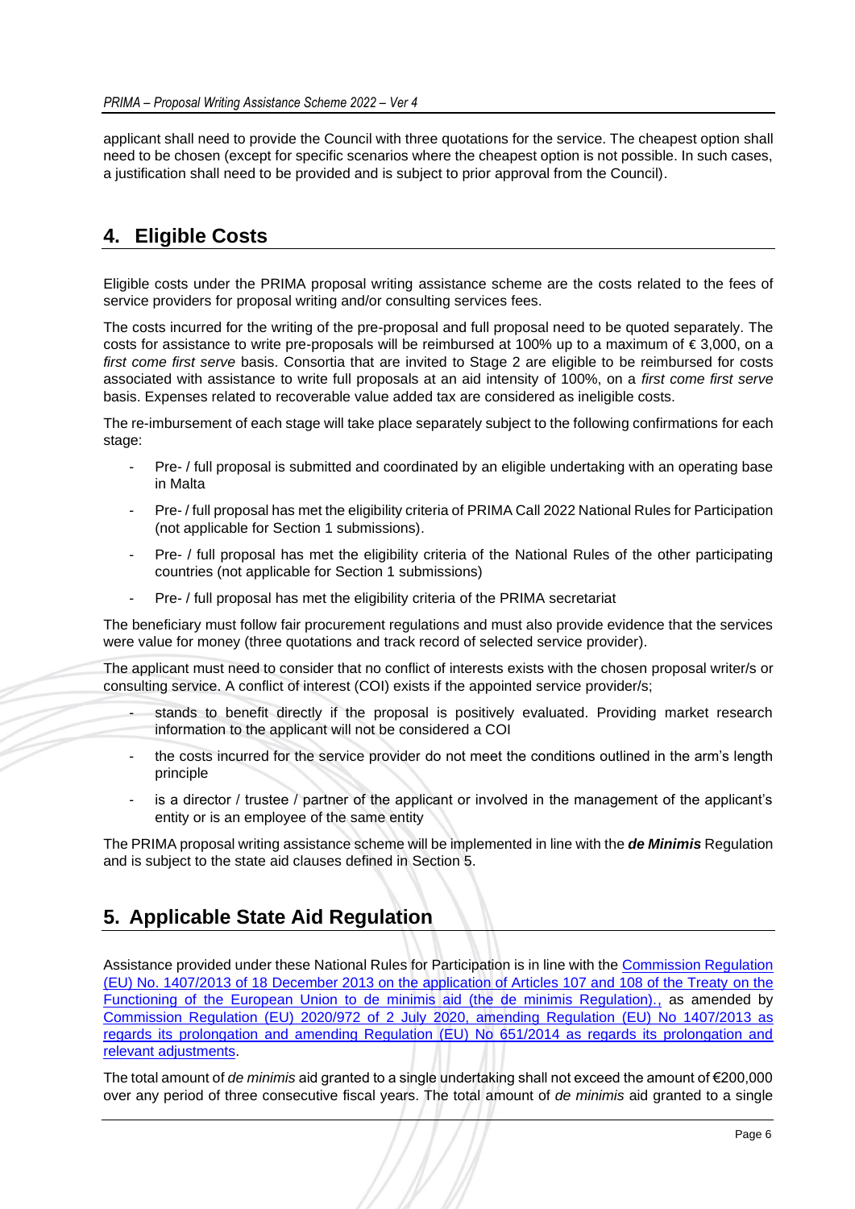applicant shall need to provide the Council with three quotations for the service. The cheapest option shall need to be chosen (except for specific scenarios where the cheapest option is not possible. In such cases, a justification shall need to be provided and is subject to prior approval from the Council).

# 4. Eligible Costs

Eligible costs under the PRIMA proposal writing assistance scheme are the costs related to the fees of service providers for proposal writing and/or consulting services fees.

The costs incurred for the writing of the pre-proposal and full proposal need to be quoted separately. The costs for assistance to write pre-proposals will be reimbursed at 100% up to a maximum of € 3,000, on a *first come first serve* basis. Consortia that are invited to Stage 2 are eligible to be reimbursed for costs associated with assistance to write full proposals at an aid intensity of 100%, on a *first come first serve* basis. Expenses related to recoverable value added tax are considered as ineligible costs.

The re-imbursement of each stage will take place separately subject to the following confirmations for each stage:

- Pre- / full proposal is submitted and coordinated by an eligible undertaking with an operating base in Malta
- Pre- / full proposal has met the eligibility criteria of PRIMA Call 2022 National Rules for Participation (not applicable for Section 1 submissions).
- Pre- / full proposal has met the eligibility criteria of the National Rules of the other participating countries (not applicable for Section 1 submissions)
- Pre- / full proposal has met the eligibility criteria of the PRIMA secretariat

The beneficiary must follow fair procurement regulations and must also provide evidence that the services were value for money (three quotations and track record of selected service provider).

The applicant must need to consider that no conflict of interests exists with the chosen proposal writer/s or consulting service. A conflict of interest (COI) exists if the appointed service provider/s;

- stands to benefit directly if the proposal is positively evaluated. Providing market research information to the applicant will not be considered a COI
- the costs incurred for the service provider do not meet the conditions outlined in the arm's length principle
- is a director / trustee / partner of the applicant or involved in the management of the applicant's entity or is an employee of the same entity

The PRIMA proposal writing assistance scheme will be implemented in line with the ***de Minimis*** Regulation and is subject to the state aid clauses defined in Section 5.

# 5. Applicable State Aid Regulation

Assistance provided under these National Rules for Participation is in line with the Commission Regulation (EU) No. 1407/2013 of 18 December 2013 on the application of Articles 107 and 108 of the Treaty on the Functioning of the European Union to de minimis aid (the de minimis Regulation)., as amended by Commission Regulation (EU) 2020/972 of 2 July 2020, amending Regulation (EU) No 1407/2013 as regards its prolongation and amending Regulation (EU) No 651/2014 as regards its prolongation and relevant adjustments.

The total amount of *de minimis* aid granted to a single undertaking shall not exceed the amount of €200,000 over any period of three consecutive fiscal years. The total amount of *de minimis* aid granted to a single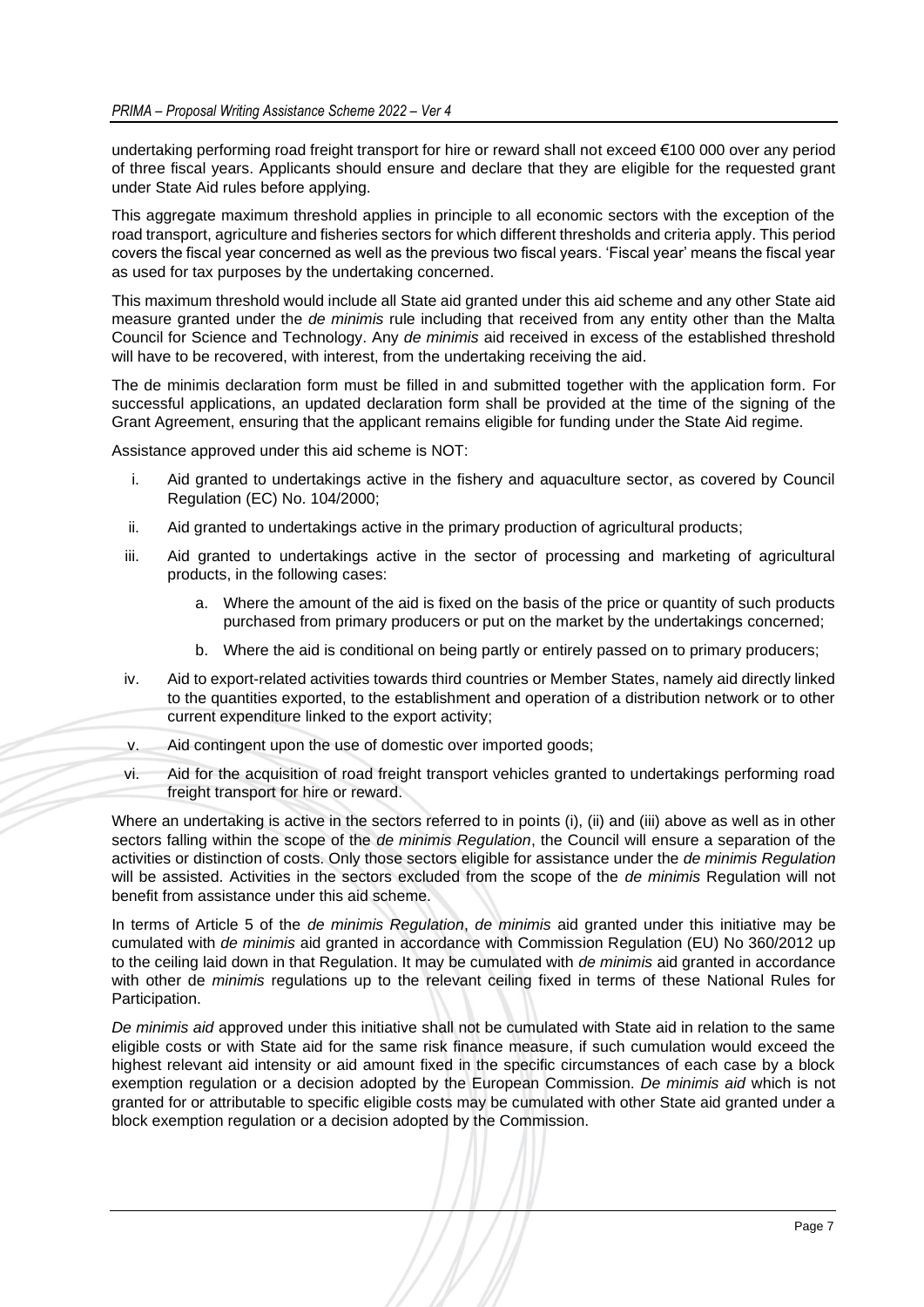undertaking performing road freight transport for hire or reward shall not exceed €100 000 over any period of three fiscal years. Applicants should ensure and declare that they are eligible for the requested grant under State Aid rules before applying.

This aggregate maximum threshold applies in principle to all economic sectors with the exception of the road transport, agriculture and fisheries sectors for which different thresholds and criteria apply. This period covers the fiscal year concerned as well as the previous two fiscal years. 'Fiscal year' means the fiscal year as used for tax purposes by the undertaking concerned.

This maximum threshold would include all State aid granted under this aid scheme and any other State aid measure granted under the *de minimis* rule including that received from any entity other than the Malta Council for Science and Technology. Any *de minimis* aid received in excess of the established threshold will have to be recovered, with interest, from the undertaking receiving the aid.

The de minimis declaration form must be filled in and submitted together with the application form. For successful applications, an updated declaration form shall be provided at the time of the signing of the Grant Agreement, ensuring that the applicant remains eligible for funding under the State Aid regime.

Assistance approved under this aid scheme is NOT:

i. Aid granted to undertakings active in the fishery and aquaculture sector, as covered by Council Regulation (EC) No. 104/2000;
ii. Aid granted to undertakings active in the primary production of agricultural products;
iii. Aid granted to undertakings active in the sector of processing and marketing of agricultural products, in the following cases:
    a. Where the amount of the aid is fixed on the basis of the price or quantity of such products purchased from primary producers or put on the market by the undertakings concerned;
    b. Where the aid is conditional on being partly or entirely passed on to primary producers;
iv. Aid to export-related activities towards third countries or Member States, namely aid directly linked to the quantities exported, to the establishment and operation of a distribution network or to other current expenditure linked to the export activity;
v. Aid contingent upon the use of domestic over imported goods;
vi. Aid for the acquisition of road freight transport vehicles granted to undertakings performing road freight transport for hire or reward.

Where an undertaking is active in the sectors referred to in points (i), (ii) and (iii) above as well as in other sectors falling within the scope of the *de minimis Regulation*, the Council will ensure a separation of the activities or distinction of costs. Only those sectors eligible for assistance under the *de minimis Regulation* will be assisted. Activities in the sectors excluded from the scope of the *de minimis* Regulation will not benefit from assistance under this aid scheme.

In terms of Article 5 of the *de minimis Regulation*, *de minimis* aid granted under this initiative may be cumulated with *de minimis* aid granted in accordance with Commission Regulation (EU) No 360/2012 up to the ceiling laid down in that Regulation. It may be cumulated with *de minimis* aid granted in accordance with other de *minimis* regulations up to the relevant ceiling fixed in terms of these National Rules for Participation.

*De minimis aid* approved under this initiative shall not be cumulated with State aid in relation to the same eligible costs or with State aid for the same risk finance measure, if such cumulation would exceed the highest relevant aid intensity or aid amount fixed in the specific circumstances of each case by a block exemption regulation or a decision adopted by the European Commission. *De minimis aid* which is not granted for or attributable to specific eligible costs may be cumulated with other State aid granted under a block exemption regulation or a decision adopted by the Commission.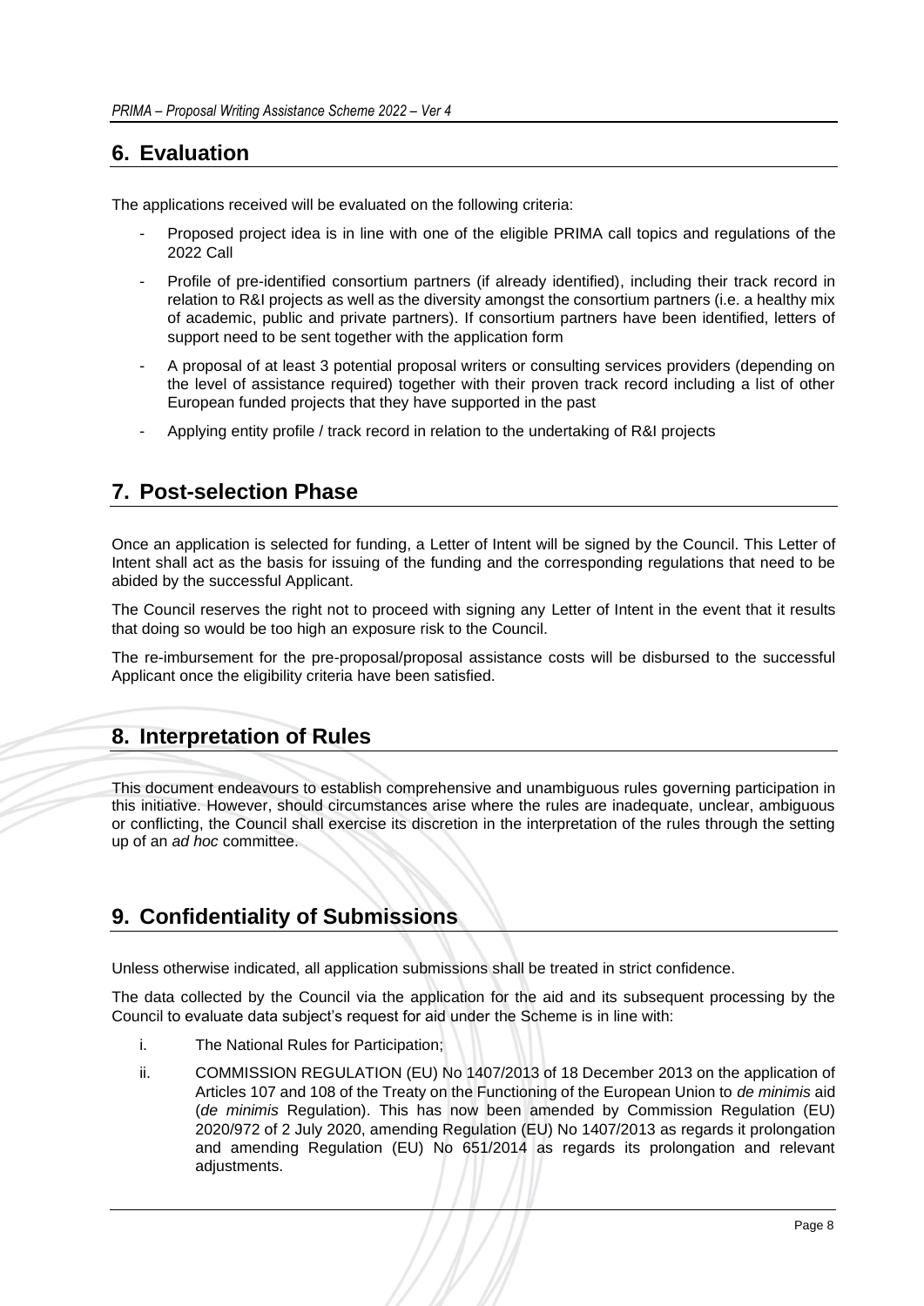## 6. Evaluation

The applications received will be evaluated on the following criteria:

- Proposed project idea is in line with one of the eligible PRIMA call topics and regulations of the 2022 Call
- Profile of pre-identified consortium partners (if already identified), including their track record in relation to R&I projects as well as the diversity amongst the consortium partners (i.e. a healthy mix of academic, public and private partners). If consortium partners have been identified, letters of support need to be sent together with the application form
- A proposal of at least 3 potential proposal writers or consulting services providers (depending on the level of assistance required) together with their proven track record including a list of other European funded projects that they have supported in the past
- Applying entity profile / track record in relation to the undertaking of R&I projects

## 7. Post-selection Phase

Once an application is selected for funding, a Letter of Intent will be signed by the Council. This Letter of Intent shall act as the basis for issuing of the funding and the corresponding regulations that need to be abided by the successful Applicant.

The Council reserves the right not to proceed with signing any Letter of Intent in the event that it results that doing so would be too high an exposure risk to the Council.

The re-imbursement for the pre-proposal/proposal assistance costs will be disbursed to the successful Applicant once the eligibility criteria have been satisfied.

## 8. Interpretation of Rules

This document endeavours to establish comprehensive and unambiguous rules governing participation in this initiative. However, should circumstances arise where the rules are inadequate, unclear, ambiguous or conflicting, the Council shall exercise its discretion in the interpretation of the rules through the setting up of an *ad hoc* committee.

## 9. Confidentiality of Submissions

Unless otherwise indicated, all application submissions shall be treated in strict confidence.

The data collected by the Council via the application for the aid and its subsequent processing by the Council to evaluate data subject's request for aid under the Scheme is in line with:

i. The National Rules for Participation;

ii. COMMISSION REGULATION (EU) No 1407/2013 of 18 December 2013 on the application of Articles 107 and 108 of the Treaty on the Functioning of the European Union to *de minimis* aid (*de minimis* Regulation). This has now been amended by Commission Regulation (EU) 2020/972 of 2 July 2020, amending Regulation (EU) No 1407/2013 as regards it prolongation and amending Regulation (EU) No 651/2014 as regards its prolongation and relevant adjustments.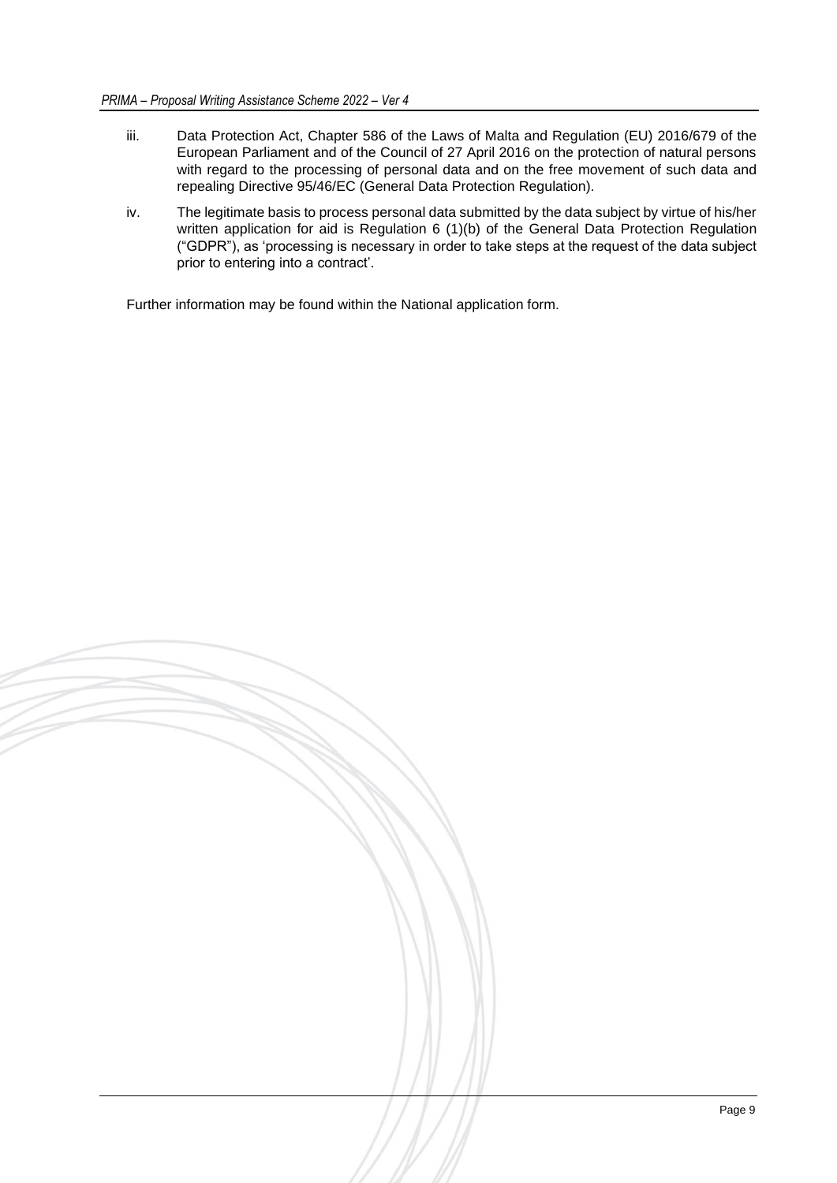iii. Data Protection Act, Chapter 586 of the Laws of Malta and Regulation (EU) 2016/679 of the European Parliament and of the Council of 27 April 2016 on the protection of natural persons with regard to the processing of personal data and on the free movement of such data and repealing Directive 95/46/EC (General Data Protection Regulation).

iv. The legitimate basis to process personal data submitted by the data subject by virtue of his/her written application for aid is Regulation 6 (1)(b) of the General Data Protection Regulation ("GDPR"), as 'processing is necessary in order to take steps at the request of the data subject prior to entering into a contract'.

Further information may be found within the National application form.